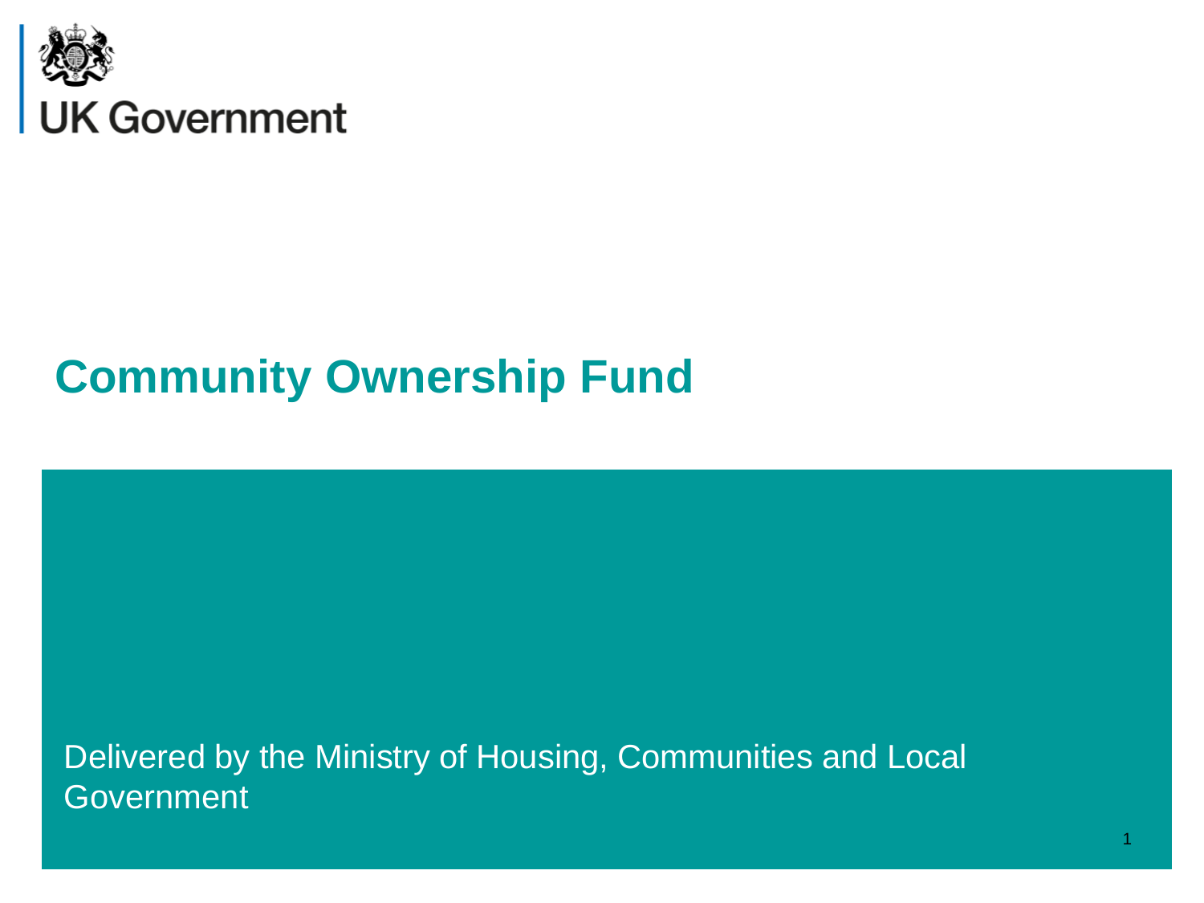UK Government

# Community Ownership Fund

Delivered by the Ministry of Housing, Communities and Local Government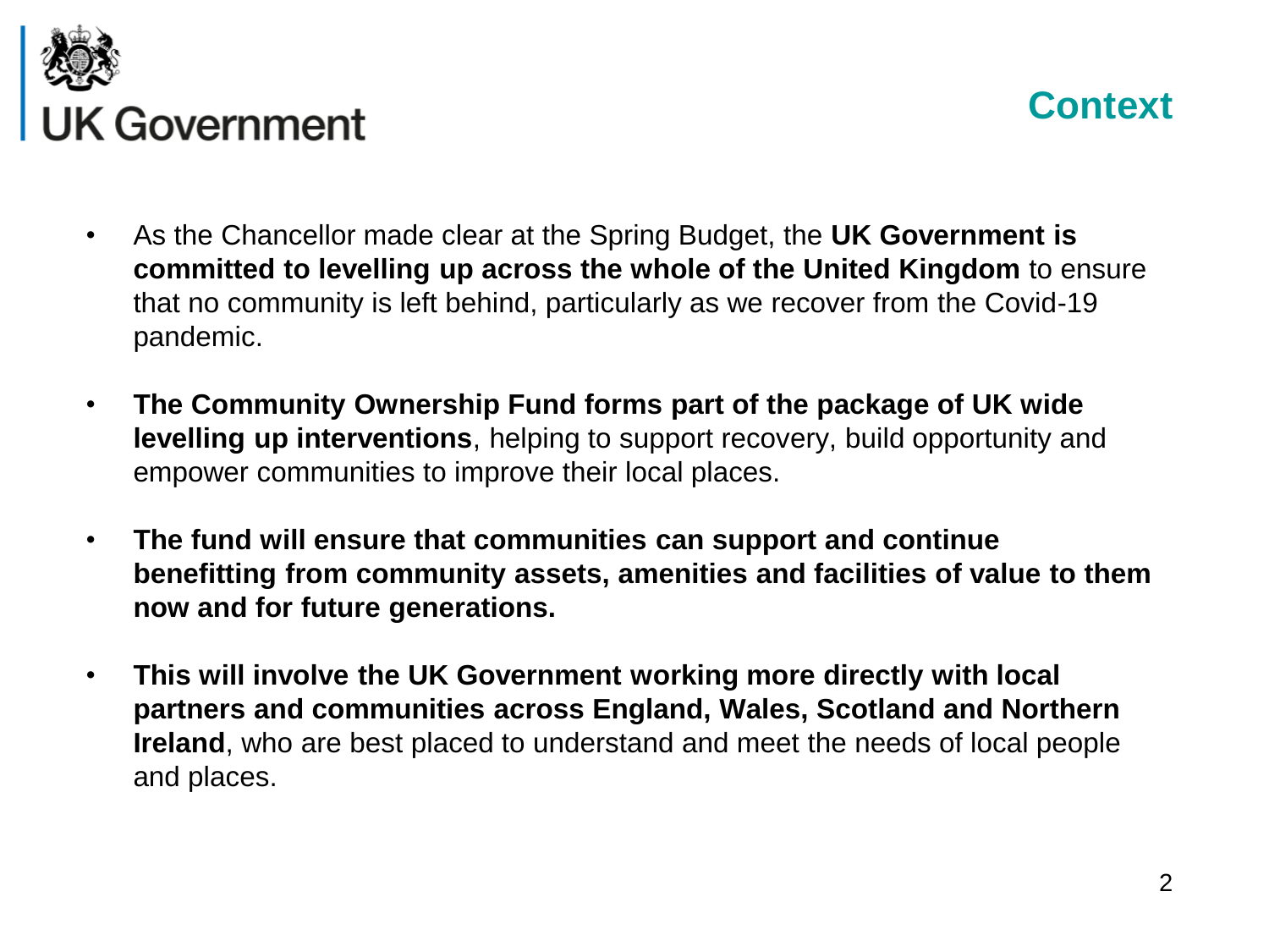# Context

- As the Chancellor made clear at the Spring Budget, the **UK Government is committed to levelling up across the whole of the United Kingdom** to ensure that no community is left behind, particularly as we recover from the Covid-19 pandemic.
- **The Community Ownership Fund forms part of the package of UK wide levelling up interventions**, helping to support recovery, build opportunity and empower communities to improve their local places.
- **The fund will ensure that communities can support and continue benefitting from community assets, amenities and facilities of value to them now and for future generations.**
- **This will involve the UK Government working more directly with local partners and communities across England, Wales, Scotland and Northern Ireland**, who are best placed to understand and meet the needs of local people and places.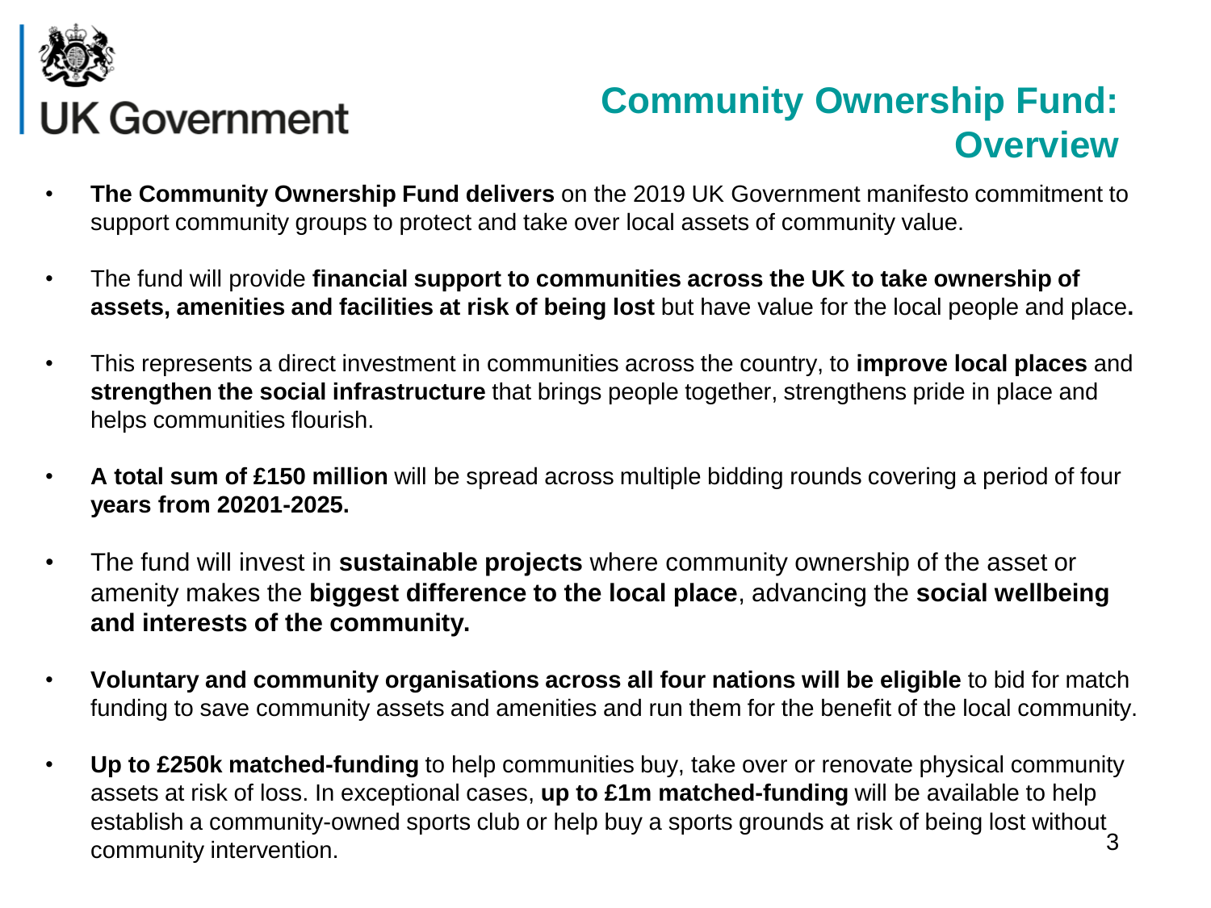UK Government

# Community Ownership Fund: Overview

- **The Community Ownership Fund delivers** on the 2019 UK Government manifesto commitment to support community groups to protect and take over local assets of community value.
- The fund will provide **financial support to communities across the UK to take ownership of assets, amenities and facilities at risk of being lost** but have value for the local people and place**.**
- This represents a direct investment in communities across the country, to **improve local places** and **strengthen the social infrastructure** that brings people together, strengthens pride in place and helps communities flourish.
- **A total sum of £150 million** will be spread across multiple bidding rounds covering a period of four **years from 20201-2025.**
- The fund will invest in **sustainable projects** where community ownership of the asset or amenity makes the **biggest difference to the local place**, advancing the **social wellbeing and interests of the community.**
- **Voluntary and community organisations across all four nations will be eligible** to bid for match funding to save community assets and amenities and run them for the benefit of the local community.
- **Up to £250k matched-funding** to help communities buy, take over or renovate physical community assets at risk of loss. In exceptional cases, **up to £1m matched-funding** will be available to help establish a community-owned sports club or help buy a sports grounds at risk of being lost without community intervention.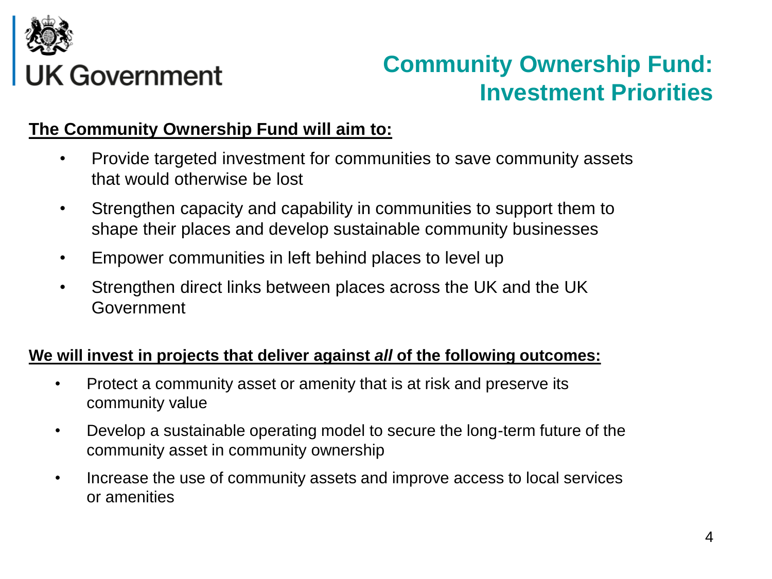UK Government

# Community Ownership Fund: Investment Priorities

**The Community Ownership Fund will aim to:**

- Provide targeted investment for communities to save community assets that would otherwise be lost
- Strengthen capacity and capability in communities to support them to shape their places and develop sustainable community businesses
- Empower communities in left behind places to level up
- Strengthen direct links between places across the UK and the UK Government

**We will invest in projects that deliver against *all* of the following outcomes:**

- Protect a community asset or amenity that is at risk and preserve its community value
- Develop a sustainable operating model to secure the long-term future of the community asset in community ownership
- Increase the use of community assets and improve access to local services or amenities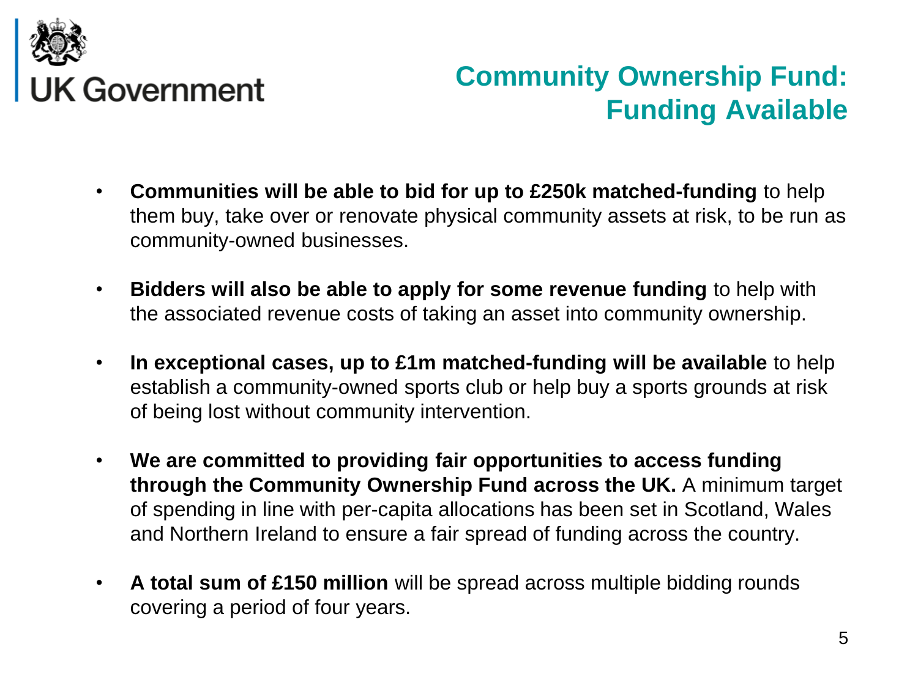UK Government

# Community Ownership Fund: Funding Available

- **Communities will be able to bid for up to £250k matched-funding** to help them buy, take over or renovate physical community assets at risk, to be run as community-owned businesses.
- **Bidders will also be able to apply for some revenue funding** to help with the associated revenue costs of taking an asset into community ownership.
- **In exceptional cases, up to £1m matched-funding will be available** to help establish a community-owned sports club or help buy a sports grounds at risk of being lost without community intervention.
- **We are committed to providing fair opportunities to access funding through the Community Ownership Fund across the UK.** A minimum target of spending in line with per-capita allocations has been set in Scotland, Wales and Northern Ireland to ensure a fair spread of funding across the country.
- **A total sum of £150 million** will be spread across multiple bidding rounds covering a period of four years.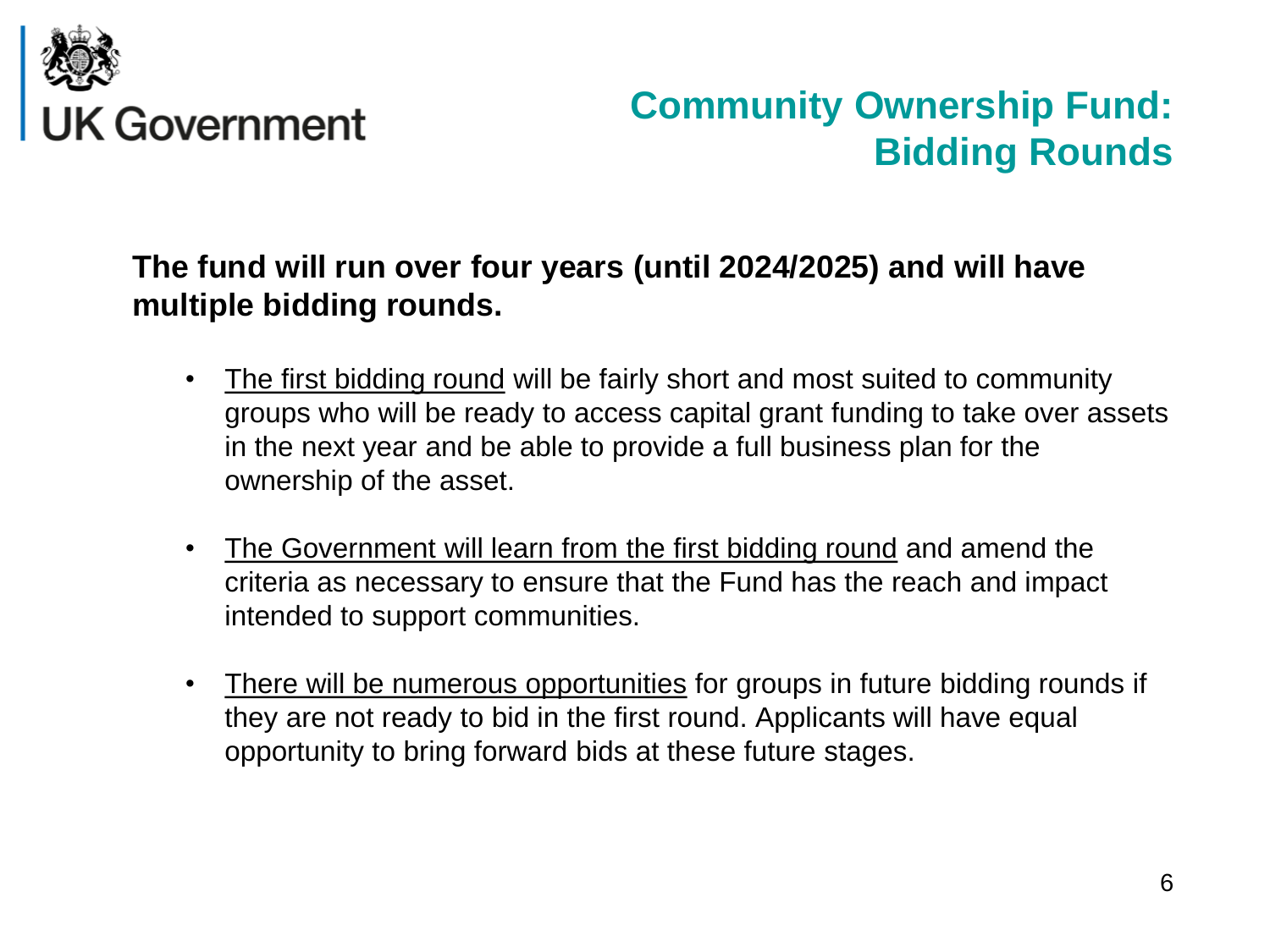UK Government

# Community Ownership Fund: Bidding Rounds

**The fund will run over four years (until 2024/2025) and will have multiple bidding rounds.**

- The first bidding round will be fairly short and most suited to community groups who will be ready to access capital grant funding to take over assets in the next year and be able to provide a full business plan for the ownership of the asset.
- The Government will learn from the first bidding round and amend the criteria as necessary to ensure that the Fund has the reach and impact intended to support communities.
- There will be numerous opportunities for groups in future bidding rounds if they are not ready to bid in the first round. Applicants will have equal opportunity to bring forward bids at these future stages.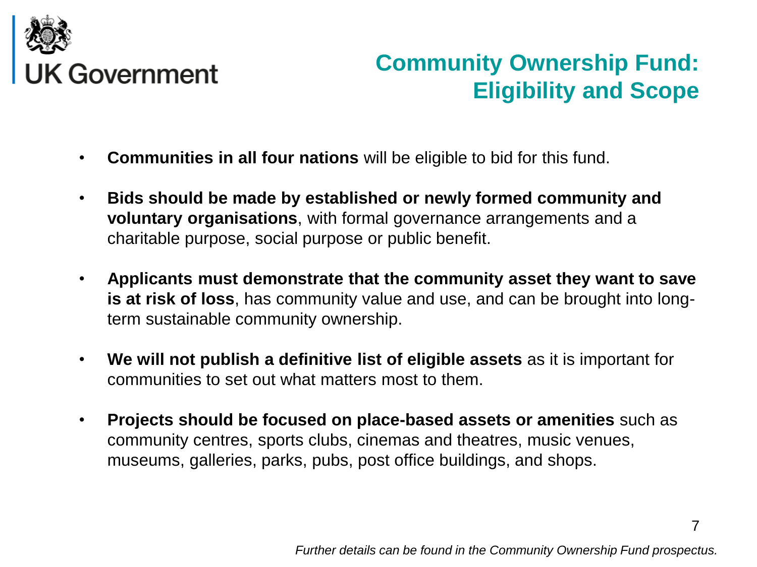# Community Ownership Fund: Eligibility and Scope

- **Communities in all four nations** will be eligible to bid for this fund.
- **Bids should be made by established or newly formed community and voluntary organisations**, with formal governance arrangements and a charitable purpose, social purpose or public benefit.
- **Applicants must demonstrate that the community asset they want to save is at risk of loss**, has community value and use, and can be brought into long-term sustainable community ownership.
- **We will not publish a definitive list of eligible assets** as it is important for communities to set out what matters most to them.
- **Projects should be focused on place-based assets or amenities** such as community centres, sports clubs, cinemas and theatres, music venues, museums, galleries, parks, pubs, post office buildings, and shops.

*Further details can be found in the Community Ownership Fund prospectus.*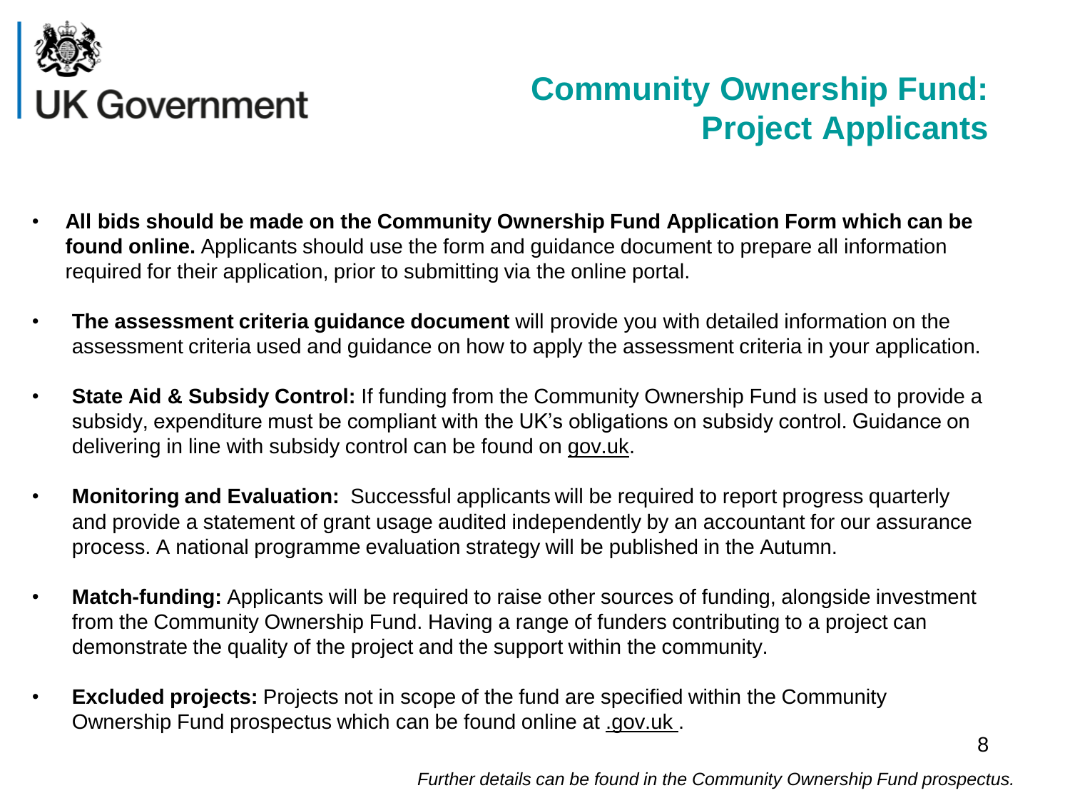UK Government

# Community Ownership Fund: Project Applicants

- **All bids should be made on the Community Ownership Fund Application Form which can be found online.** Applicants should use the form and guidance document to prepare all information required for their application, prior to submitting via the online portal.
- **The assessment criteria guidance document** will provide you with detailed information on the assessment criteria used and guidance on how to apply the assessment criteria in your application.
- **State Aid & Subsidy Control:** If funding from the Community Ownership Fund is used to provide a subsidy, expenditure must be compliant with the UK's obligations on subsidy control. Guidance on delivering in line with subsidy control can be found on gov.uk.
- **Monitoring and Evaluation:** Successful applicants will be required to report progress quarterly and provide a statement of grant usage audited independently by an accountant for our assurance process. A national programme evaluation strategy will be published in the Autumn.
- **Match-funding:** Applicants will be required to raise other sources of funding, alongside investment from the Community Ownership Fund. Having a range of funders contributing to a project can demonstrate the quality of the project and the support within the community.
- **Excluded projects:** Projects not in scope of the fund are specified within the Community Ownership Fund prospectus which can be found online at .gov.uk .

*Further details can be found in the Community Ownership Fund prospectus.*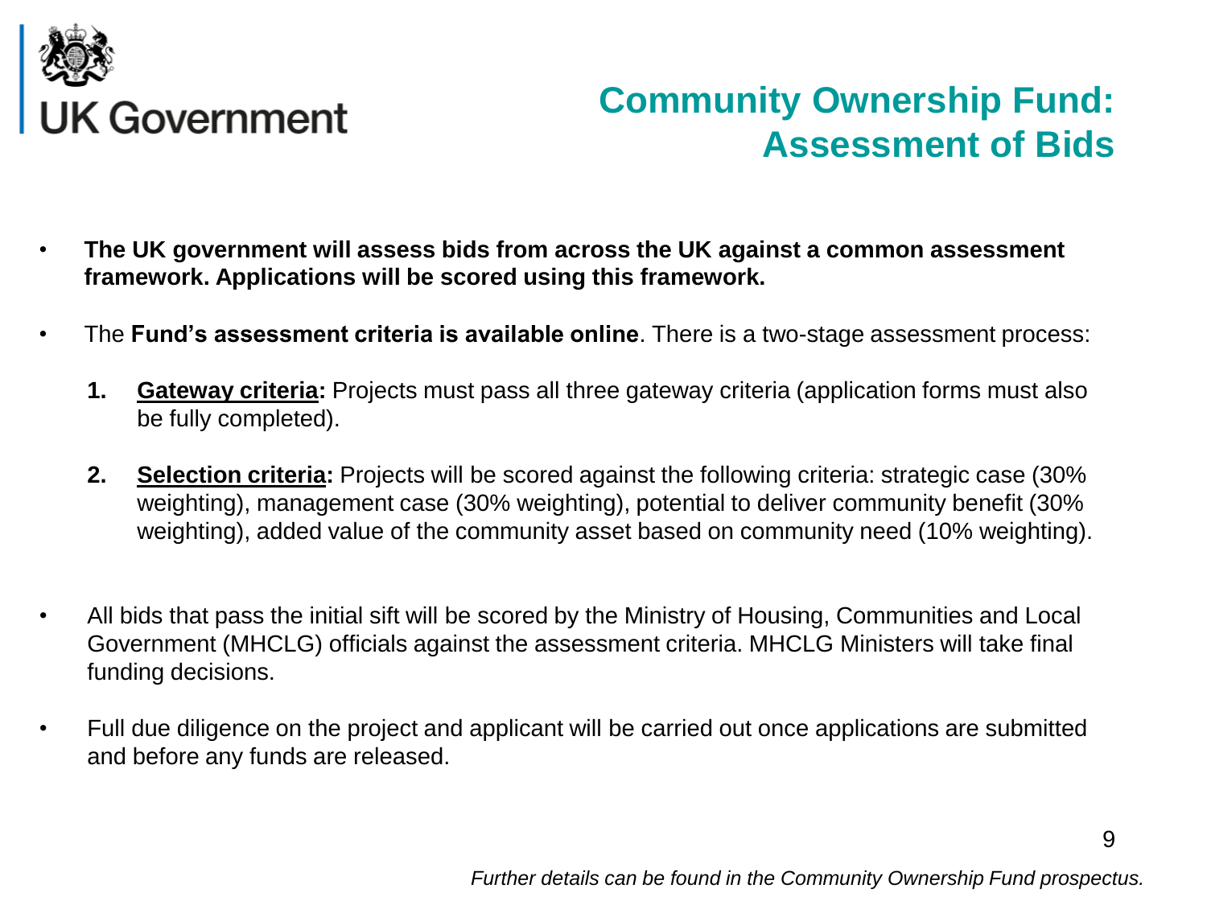UK Government

# Community Ownership Fund: Assessment of Bids

- **The UK government will assess bids from across the UK against a common assessment framework. Applications will be scored using this framework.**
- The **Fund's assessment criteria is available online**. There is a two-stage assessment process:

  1. **Gateway criteria:** Projects must pass all three gateway criteria (application forms must also be fully completed).
  2. **Selection criteria:** Projects will be scored against the following criteria: strategic case (30% weighting), management case (30% weighting), potential to deliver community benefit (30% weighting), added value of the community asset based on community need (10% weighting).

- All bids that pass the initial sift will be scored by the Ministry of Housing, Communities and Local Government (MHCLG) officials against the assessment criteria. MHCLG Ministers will take final funding decisions.
- Full due diligence on the project and applicant will be carried out once applications are submitted and before any funds are released.

*Further details can be found in the Community Ownership Fund prospectus.*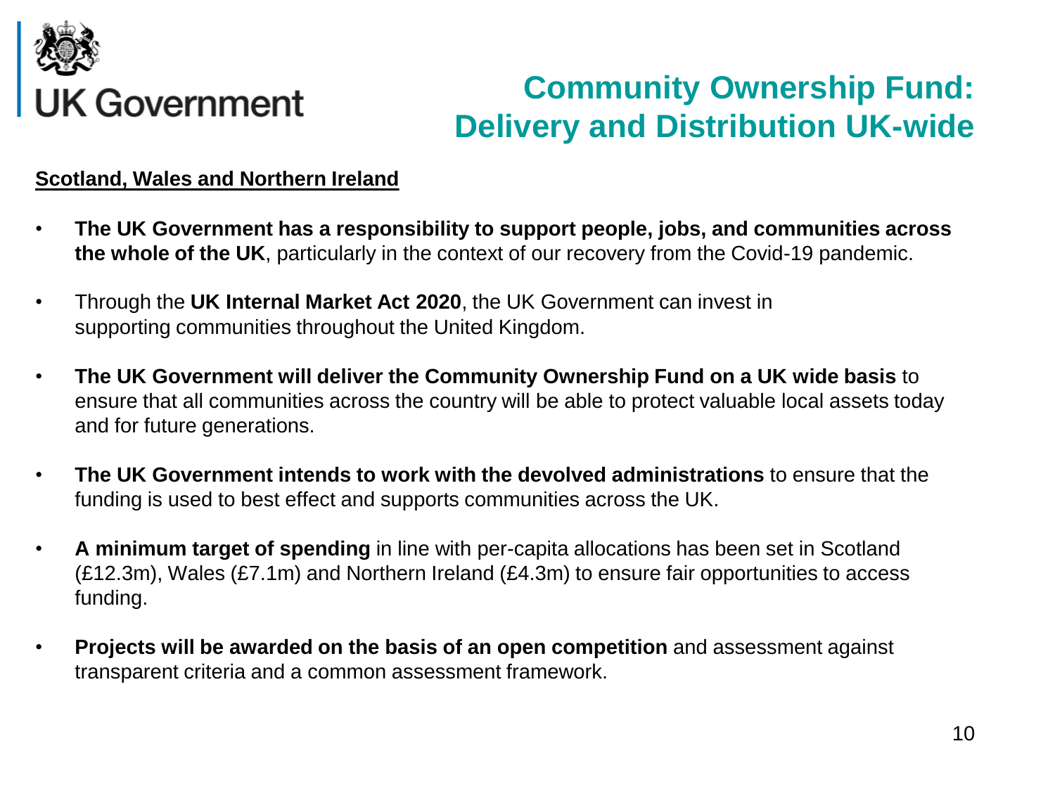# Community Ownership Fund: Delivery and Distribution UK-wide

**Scotland, Wales and Northern Ireland**

- **The UK Government has a responsibility to support people, jobs, and communities across the whole of the UK**, particularly in the context of our recovery from the Covid-19 pandemic.
- Through the **UK Internal Market Act 2020**, the UK Government can invest in supporting communities throughout the United Kingdom.
- **The UK Government will deliver the Community Ownership Fund on a UK wide basis** to ensure that all communities across the country will be able to protect valuable local assets today and for future generations.
- **The UK Government intends to work with the devolved administrations** to ensure that the funding is used to best effect and supports communities across the UK.
- **A minimum target of spending** in line with per-capita allocations has been set in Scotland (£12.3m), Wales (£7.1m) and Northern Ireland (£4.3m) to ensure fair opportunities to access funding.
- **Projects will be awarded on the basis of an open competition** and assessment against transparent criteria and a common assessment framework.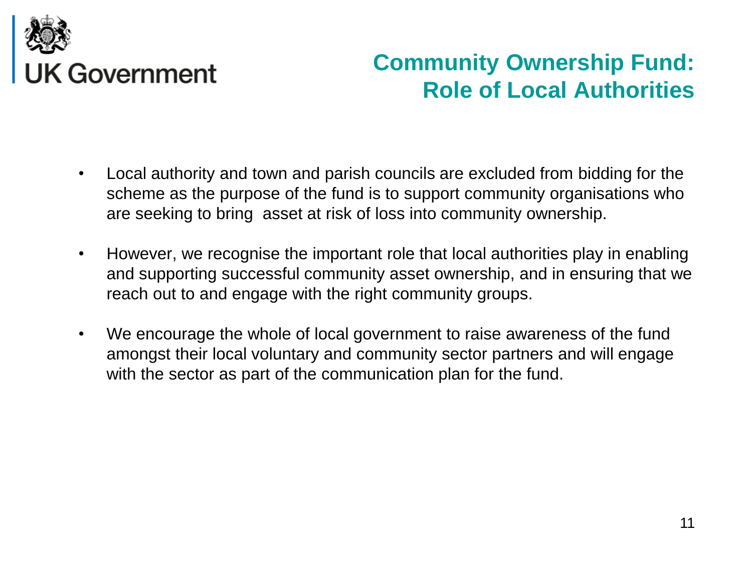UK Government

# Community Ownership Fund: Role of Local Authorities

- Local authority and town and parish councils are excluded from bidding for the scheme as the purpose of the fund is to support community organisations who are seeking to bring  asset at risk of loss into community ownership.
- However, we recognise the important role that local authorities play in enabling and supporting successful community asset ownership, and in ensuring that we reach out to and engage with the right community groups.
- We encourage the whole of local government to raise awareness of the fund amongst their local voluntary and community sector partners and will engage with the sector as part of the communication plan for the fund.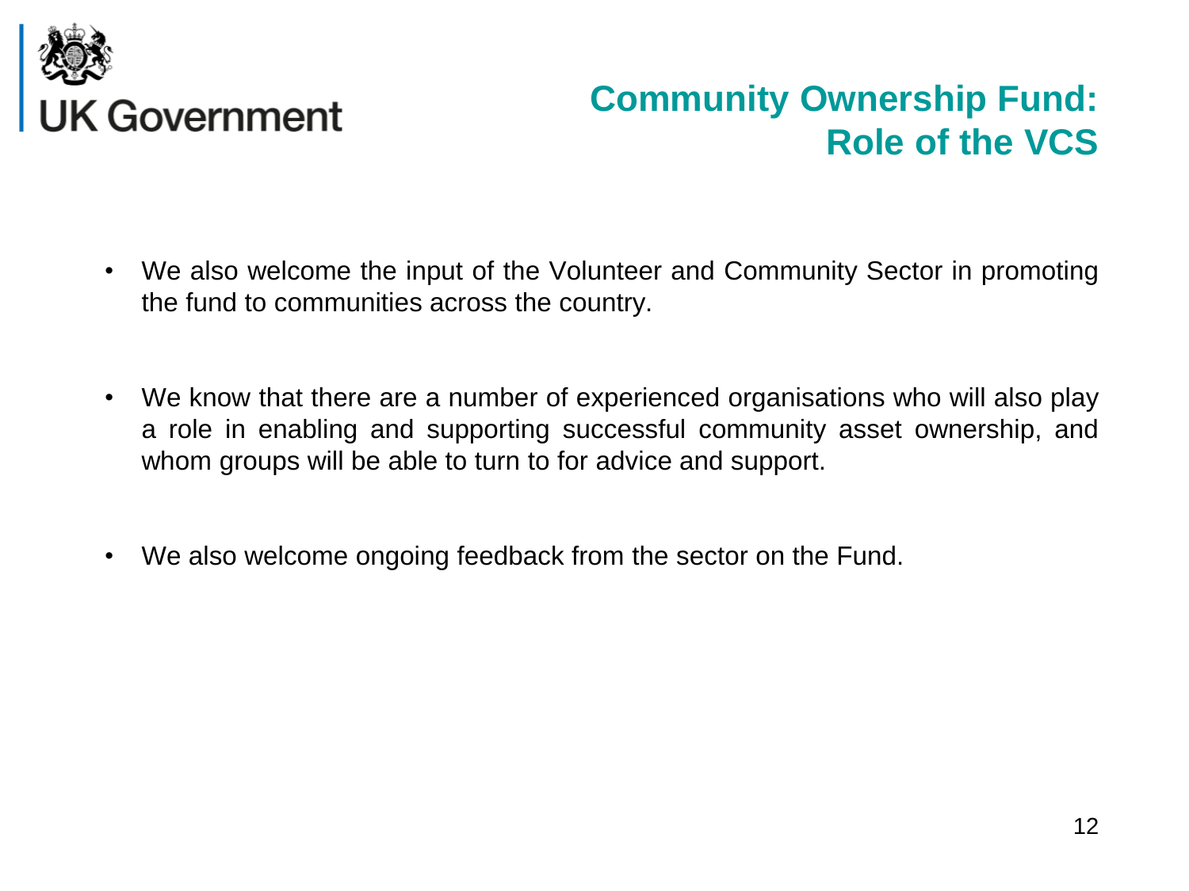UK Government

# Community Ownership Fund: Role of the VCS

- We also welcome the input of the Volunteer and Community Sector in promoting the fund to communities across the country.
- We know that there are a number of experienced organisations who will also play a role in enabling and supporting successful community asset ownership, and whom groups will be able to turn to for advice and support.
- We also welcome ongoing feedback from the sector on the Fund.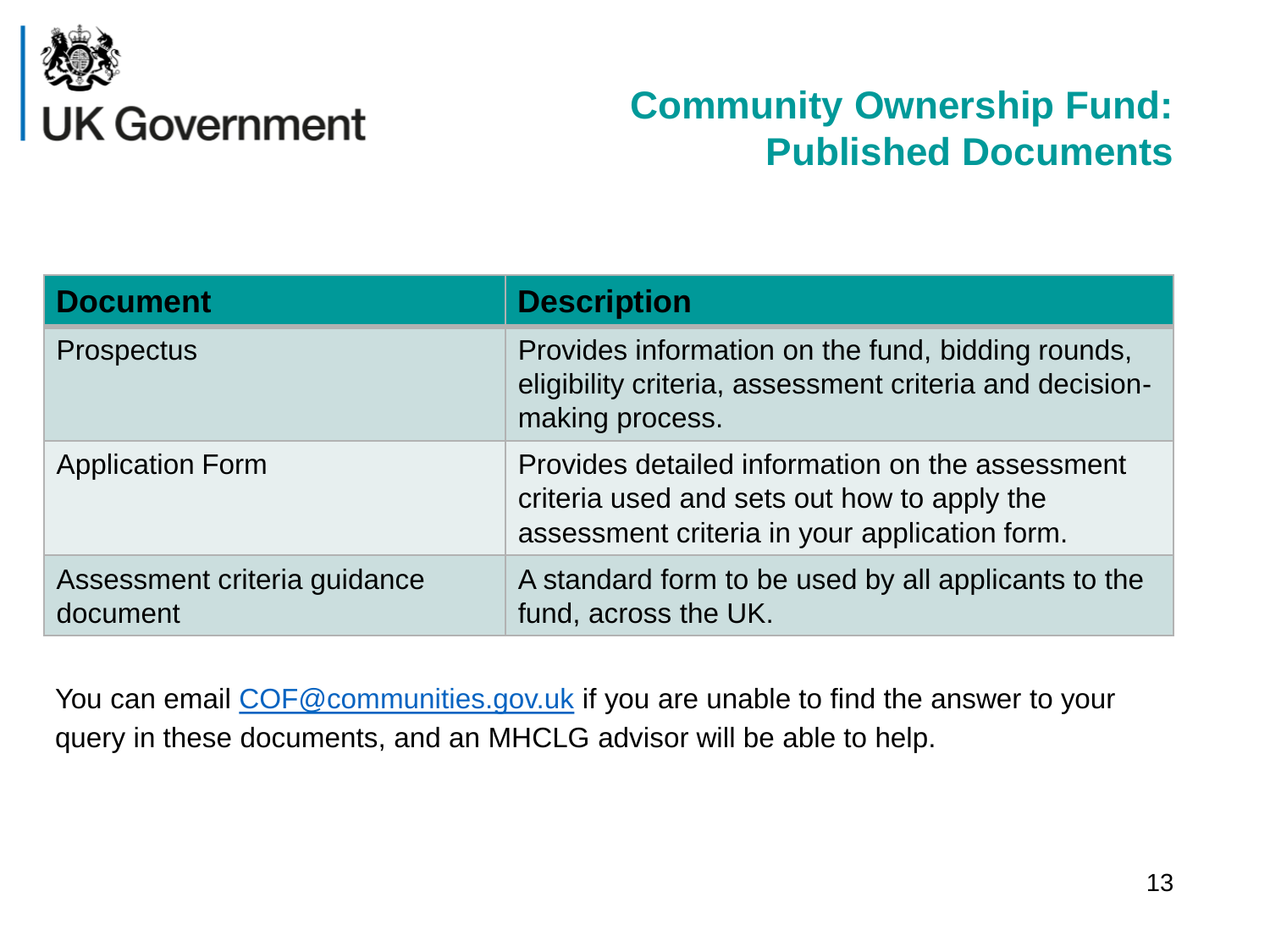UK Government

# Community Ownership Fund: Published Documents

| Document | Description |
|---|---|
| Prospectus | Provides information on the fund, bidding rounds, eligibility criteria, assessment criteria and decision-making process. |
| Application Form | Provides detailed information on the assessment criteria used and sets out how to apply the assessment criteria in your application form. |
| Assessment criteria guidance document | A standard form to be used by all applicants to the fund, across the UK. |

You can email [COF@communities.gov.uk](mailto:COF@communities.gov.uk) if you are unable to find the answer to your query in these documents, and an MHCLG advisor will be able to help.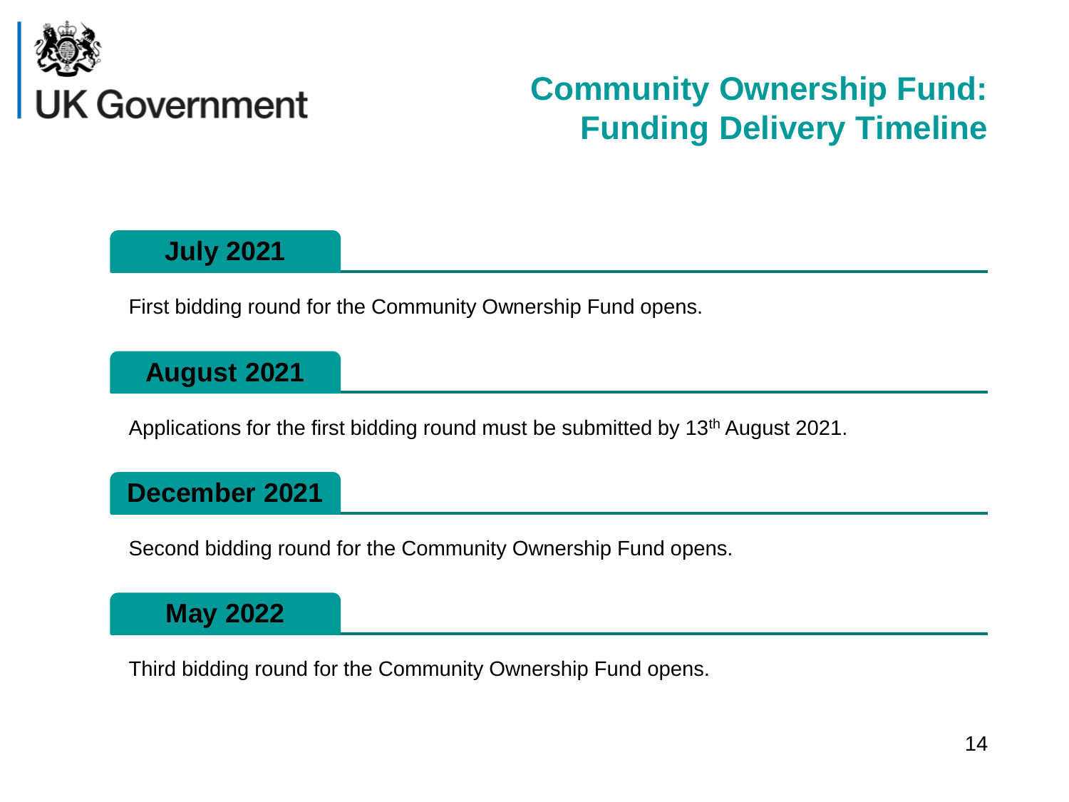UK Government

# Community Ownership Fund: Funding Delivery Timeline

## July 2021

First bidding round for the Community Ownership Fund opens.

## August 2021

Applications for the first bidding round must be submitted by 13th August 2021.

## December 2021

Second bidding round for the Community Ownership Fund opens.

## May 2022

Third bidding round for the Community Ownership Fund opens.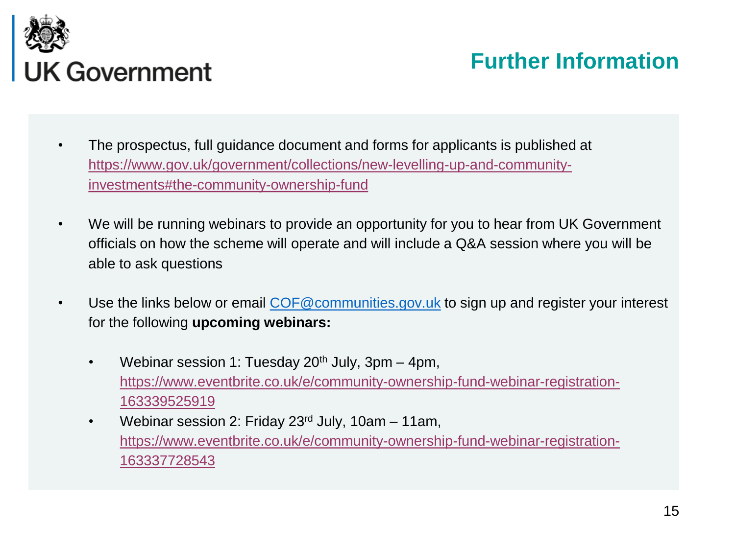UK Government

# Further Information

- The prospectus, full guidance document and forms for applicants is published at https://www.gov.uk/government/collections/new-levelling-up-and-community-investments#the-community-ownership-fund

- We will be running webinars to provide an opportunity for you to hear from UK Government officials on how the scheme will operate and will include a Q&A session where you will be able to ask questions

- Use the links below or email COF@communities.gov.uk to sign up and register your interest for the following **upcoming webinars:**

  - Webinar session 1: Tuesday 20th July, 3pm – 4pm, https://www.eventbrite.co.uk/e/community-ownership-fund-webinar-registration-163339525919
  - Webinar session 2: Friday 23rd July, 10am – 11am, https://www.eventbrite.co.uk/e/community-ownership-fund-webinar-registration-163337728543